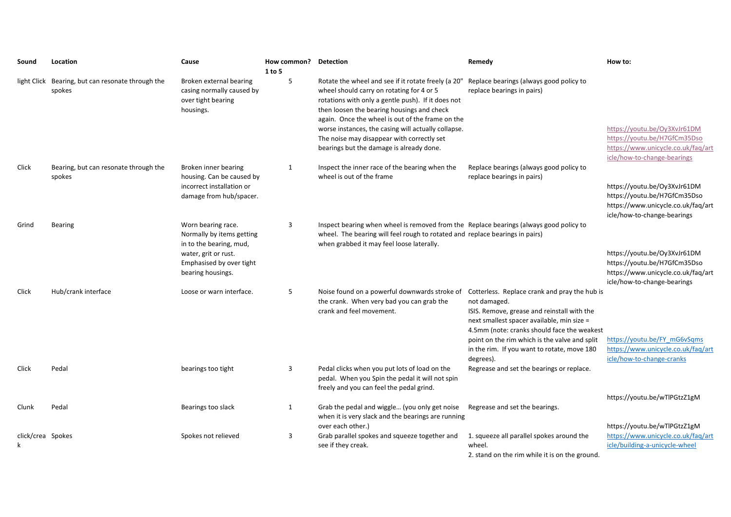| Sound | Location | Cause | How common? 1 to 5 | Detection | Remedy | How to: |
| --- | --- | --- | --- | --- | --- | --- |
| light Click | Bearing, but can resonate through the spokes | Broken external bearing casing normally caused by over tight bearing housings. | 5 | Rotate the wheel and see if it rotate freely (a 20" wheel should carry on rotating for 4 or 5 rotations with only a gentle push). If it does not then loosen the bearing housings and check again. Once the wheel is out of the frame on the worse instances, the casing will actually collapse. The noise may disappear with correctly set bearings but the damage is already done. | Replace bearings (always good policy to replace bearings in pairs) | https://youtu.be/Oy3XvJr61DM https://youtu.be/H7GfCm35Dso https://www.unicycle.co.uk/faq/article/how-to-change-bearings |
| Click | Bearing, but can resonate through the spokes | Broken inner bearing housing. Can be caused by incorrect installation or damage from hub/spacer. | 1 | Inspect the inner race of the bearing when the wheel is out of the frame | Replace bearings (always good policy to replace bearings in pairs) | https://youtu.be/Oy3XvJr61DM https://youtu.be/H7GfCm35Dso https://www.unicycle.co.uk/faq/article/how-to-change-bearings |
| Grind | Bearing | Worn bearing race. Normally by items getting in to the bearing, mud, water, grit or rust. Emphasised by over tight bearing housings. | 3 | Inspect bearing when wheel is removed from the wheel. The bearing will feel rough to rotated and when grabbed it may feel loose laterally. | Replace bearings (always good policy to replace bearings in pairs) | https://youtu.be/Oy3XvJr61DM https://youtu.be/H7GfCm35Dso https://www.unicycle.co.uk/faq/article/how-to-change-bearings |
| Click | Hub/crank interface | Loose or warn interface. | 5 | Noise found on a powerful downwards stroke of the crank. When very bad you can grab the crank and feel movement. | Cotterless. Replace crank and pray the hub is not damaged. ISIS. Remove, grease and reinstall with the next smallest spacer available, min size = 4.5mm (note: cranks should face the weakest point on the rim which is the valve and split in the rim. If you want to rotate, move 180 degrees). | https://youtu.be/FY_mG6vSqms https://www.unicycle.co.uk/faq/article/how-to-change-cranks |
| Click | Pedal | bearings too tight | 3 | Pedal clicks when you put lots of load on the pedal. When you Spin the pedal it will not spin freely and you can feel the pedal grind. | Regrease and set the bearings or replace. | https://youtu.be/wTlPGtzZ1gM |
| Clunk | Pedal | Bearings too slack | 1 | Grab the pedal and wiggle… (you only get noise when it is very slack and the bearings are running over each other.) | Regrease and set the bearings. | https://youtu.be/wTlPGtzZ1gM |
| click/creak | Spokes | Spokes not relieved | 3 | Grab parallel spokes and squeeze together and see if they creak. | 1. squeeze all parallel spokes around the wheel. 2. stand on the rim while it is on the ground. | https://www.unicycle.co.uk/faq/article/building-a-unicycle-wheel |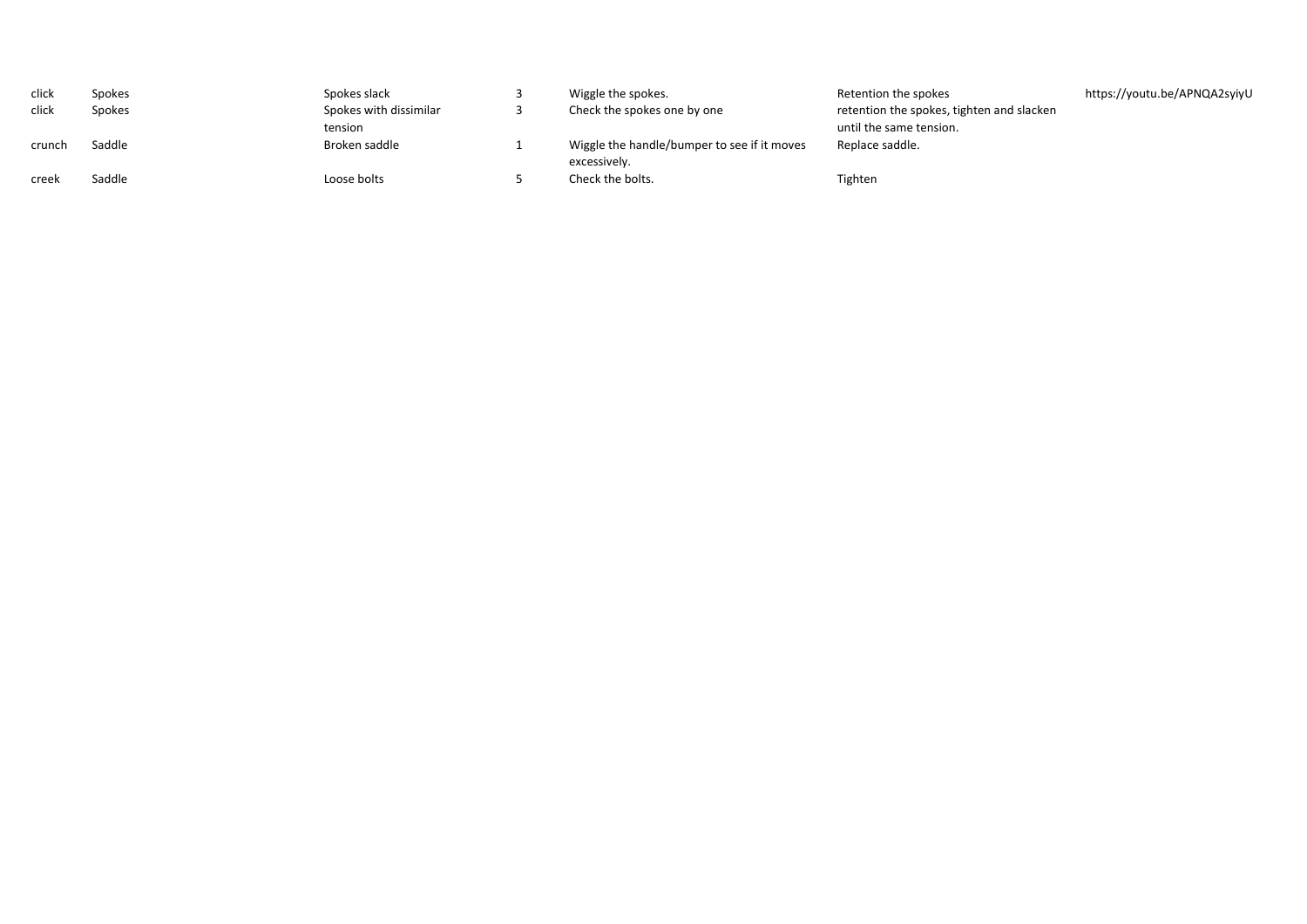| | | | | | | |
|---|---|---|---|---|---|---|
| click | Spokes | Spokes slack | 3 | Wiggle the spokes. | Retention the spokes | https://youtu.be/APNQA2syiyU |
| click | Spokes | Spokes with dissimilar tension | 3 | Check the spokes one by one | retention the spokes, tighten and slacken until the same tension. | |
| crunch | Saddle | Broken saddle | 1 | Wiggle the handle/bumper to see if it moves excessively. | Replace saddle. | |
| creek | Saddle | Loose bolts | 5 | Check the bolts. | Tighten | |